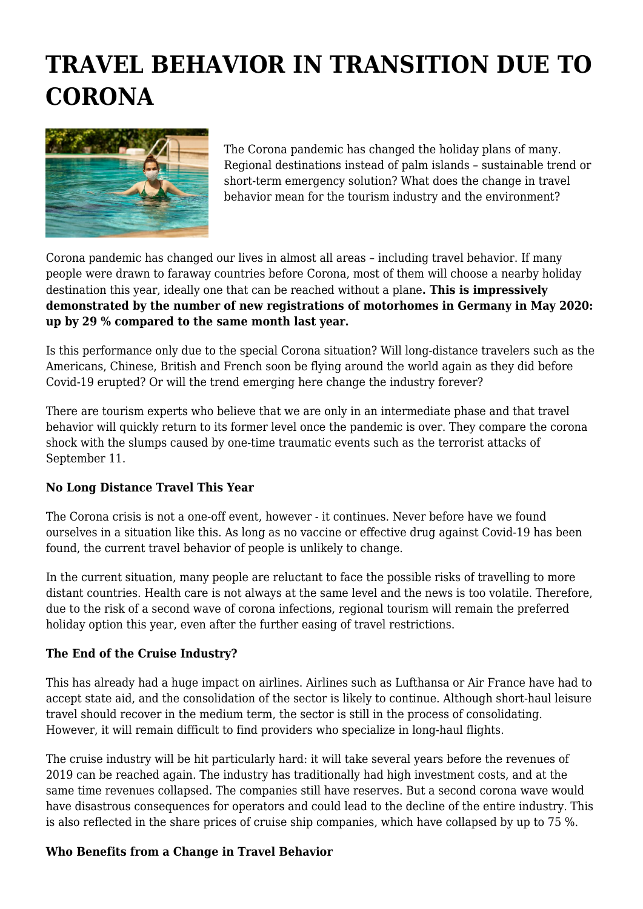# TRAVEL BEHAVIOR IN TRANSITION DUE TO CORONA

The Corona pandemic has changed the holiday plans of many. Regional destinations instead of palm islands – sustainable trend or short-term emergency solution? What does the change in travel behavior mean for the tourism industry and the environment?

Corona pandemic has changed our lives in almost all areas – including travel behavior. If many people were drawn to faraway countries before Corona, most of them will choose a nearby holiday destination this year, ideally one that can be reached without a plane**. This is impressively demonstrated by the number of new registrations of motorhomes in Germany in May 2020: up by 29 % compared to the same month last year.**

Is this performance only due to the special Corona situation? Will long-distance travelers such as the Americans, Chinese, British and French soon be flying around the world again as they did before Covid-19 erupted? Or will the trend emerging here change the industry forever?

There are tourism experts who believe that we are only in an intermediate phase and that travel behavior will quickly return to its former level once the pandemic is over. They compare the corona shock with the slumps caused by one-time traumatic events such as the terrorist attacks of September 11.

### No Long Distance Travel This Year

The Corona crisis is not a one-off event, however - it continues. Never before have we found ourselves in a situation like this. As long as no vaccine or effective drug against Covid-19 has been found, the current travel behavior of people is unlikely to change.

In the current situation, many people are reluctant to face the possible risks of travelling to more distant countries. Health care is not always at the same level and the news is too volatile. Therefore, due to the risk of a second wave of corona infections, regional tourism will remain the preferred holiday option this year, even after the further easing of travel restrictions.

### The End of the Cruise Industry?

This has already had a huge impact on airlines. Airlines such as Lufthansa or Air France have had to accept state aid, and the consolidation of the sector is likely to continue. Although short-haul leisure travel should recover in the medium term, the sector is still in the process of consolidating. However, it will remain difficult to find providers who specialize in long-haul flights.

The cruise industry will be hit particularly hard: it will take several years before the revenues of 2019 can be reached again. The industry has traditionally had high investment costs, and at the same time revenues collapsed. The companies still have reserves. But a second corona wave would have disastrous consequences for operators and could lead to the decline of the entire industry. This is also reflected in the share prices of cruise ship companies, which have collapsed by up to 75 %.

### Who Benefits from a Change in Travel Behavior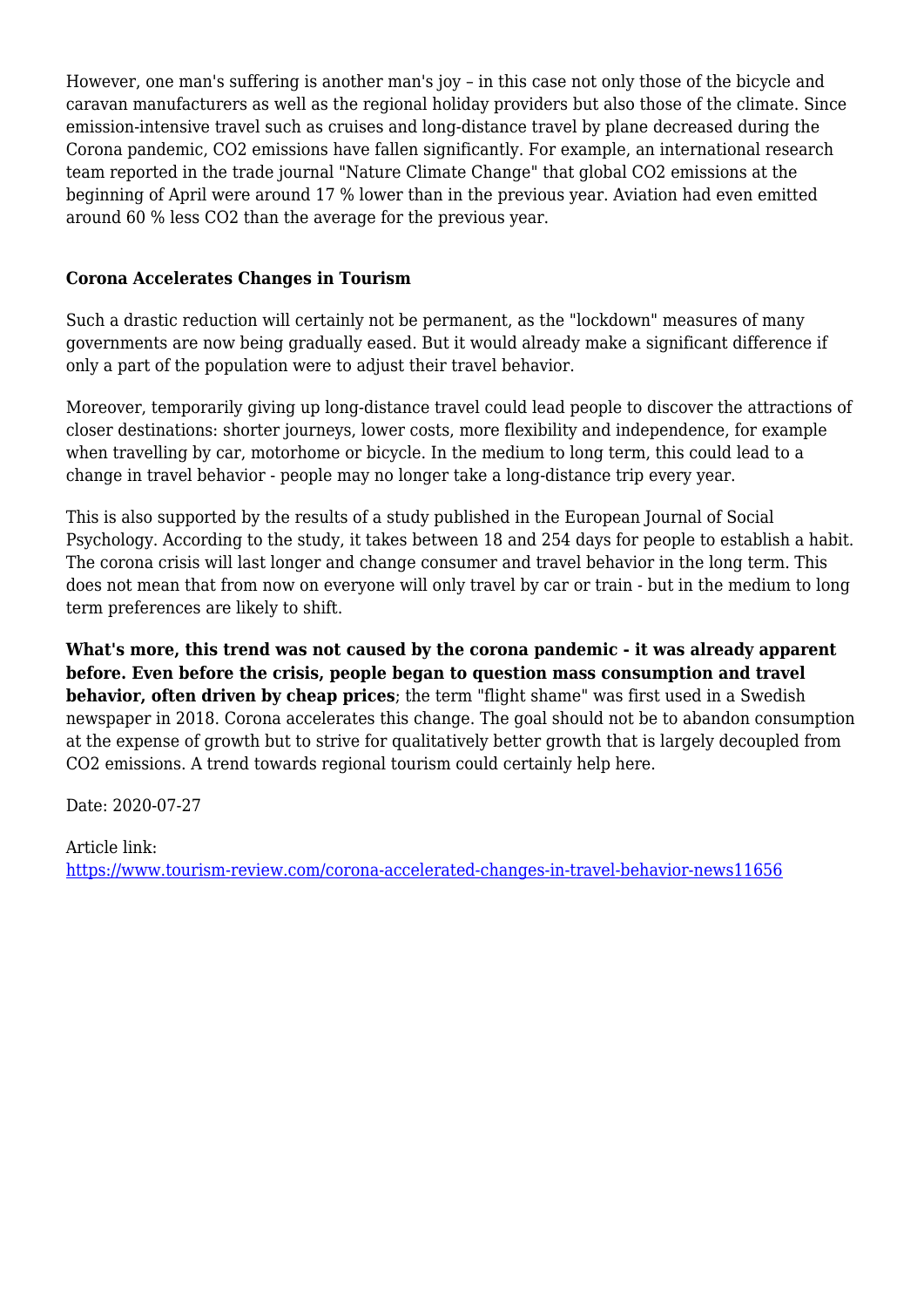However, one man's suffering is another man's joy – in this case not only those of the bicycle and caravan manufacturers as well as the regional holiday providers but also those of the climate. Since emission-intensive travel such as cruises and long-distance travel by plane decreased during the Corona pandemic, $CO_2$ emissions have fallen significantly. For example, an international research team reported in the trade journal "Nature Climate Change" that global $CO_2$ emissions at the beginning of April were around 17 % lower than in the previous year. Aviation had even emitted around 60 % less $CO_2$ than the average for the previous year.

### Corona Accelerates Changes in Tourism

Such a drastic reduction will certainly not be permanent, as the "lockdown" measures of many governments are now being gradually eased. But it would already make a significant difference if only a part of the population were to adjust their travel behavior.

Moreover, temporarily giving up long-distance travel could lead people to discover the attractions of closer destinations: shorter journeys, lower costs, more flexibility and independence, for example when travelling by car, motorhome or bicycle. In the medium to long term, this could lead to a change in travel behavior - people may no longer take a long-distance trip every year.

This is also supported by the results of a study published in the European Journal of Social Psychology. According to the study, it takes between 18 and 254 days for people to establish a habit. The corona crisis will last longer and change consumer and travel behavior in the long term. This does not mean that from now on everyone will only travel by car or train - but in the medium to long term preferences are likely to shift.

**What's more, this trend was not caused by the corona pandemic - it was already apparent before. Even before the crisis, people began to question mass consumption and travel behavior, often driven by cheap prices**; the term "flight shame" was first used in a Swedish newspaper in 2018. Corona accelerates this change. The goal should not be to abandon consumption at the expense of growth but to strive for qualitatively better growth that is largely decoupled from $CO_2$ emissions. A trend towards regional tourism could certainly help here.

Date: 2020-07-27

Article link:
https://www.tourism-review.com/corona-accelerated-changes-in-travel-behavior-news11656